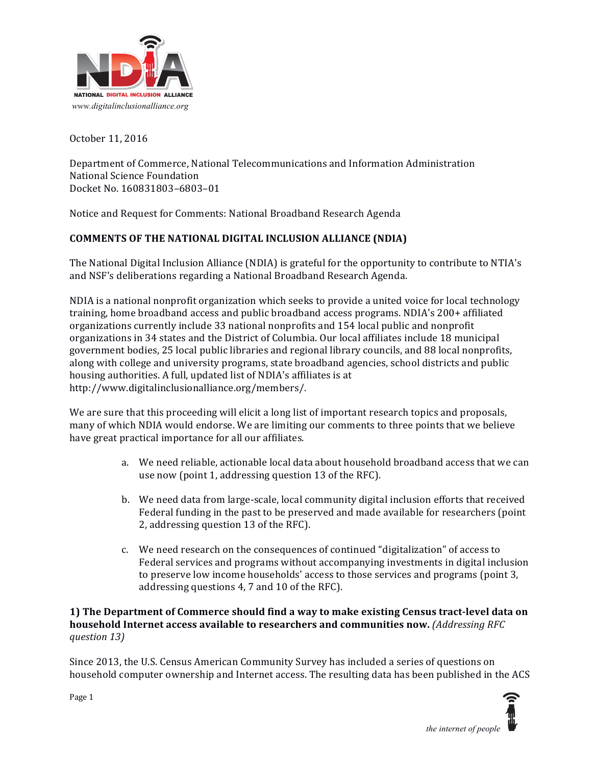NATIONAL DIGITAL INCLUSION ALLIANCE

*www.digitalinclusionalliance.org*

October 11, 2016

Department of Commerce, National Telecommunications and Information Administration
National Science Foundation
Docket No. 160831803–6803–01

Notice and Request for Comments: National Broadband Research Agenda

**COMMENTS OF THE NATIONAL DIGITAL INCLUSION ALLIANCE (NDIA)**

The National Digital Inclusion Alliance (NDIA) is grateful for the opportunity to contribute to NTIA's and NSF's deliberations regarding a National Broadband Research Agenda.

NDIA is a national nonprofit organization which seeks to provide a united voice for local technology training, home broadband access and public broadband access programs. NDIA's 200+ affiliated organizations currently include 33 national nonprofits and 154 local public and nonprofit organizations in 34 states and the District of Columbia. Our local affiliates include 18 municipal government bodies, 25 local public libraries and regional library councils, and 88 local nonprofits, along with college and university programs, state broadband agencies, school districts and public housing authorities. A full, updated list of NDIA's affiliates is at http://www.digitalinclusionalliance.org/members/.

We are sure that this proceeding will elicit a long list of important research topics and proposals, many of which NDIA would endorse. We are limiting our comments to three points that we believe have great practical importance for all our affiliates.

a. We need reliable, actionable local data about household broadband access that we can use now (point 1, addressing question 13 of the RFC).

b. We need data from large-scale, local community digital inclusion efforts that received Federal funding in the past to be preserved and made available for researchers (point 2, addressing question 13 of the RFC).

c. We need research on the consequences of continued "digitalization" of access to Federal services and programs without accompanying investments in digital inclusion to preserve low income households' access to those services and programs (point 3, addressing questions 4, 7 and 10 of the RFC).

**1) The Department of Commerce should find a way to make existing Census tract-level data on household Internet access available to researchers and communities now.** *(Addressing RFC question 13)*

Since 2013, the U.S. Census American Community Survey has included a series of questions on household computer ownership and Internet access. The resulting data has been published in the ACS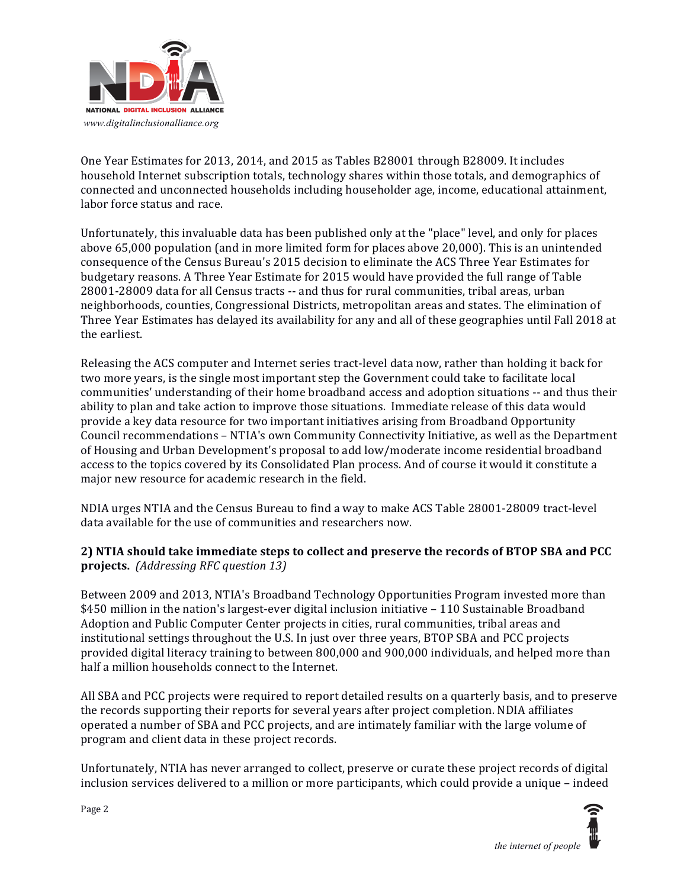One Year Estimates for 2013, 2014, and 2015 as Tables B28001 through B28009. It includes household Internet subscription totals, technology shares within those totals, and demographics of connected and unconnected households including householder age, income, educational attainment, labor force status and race.

Unfortunately, this invaluable data has been published only at the "place" level, and only for places above 65,000 population (and in more limited form for places above 20,000). This is an unintended consequence of the Census Bureau's 2015 decision to eliminate the ACS Three Year Estimates for budgetary reasons. A Three Year Estimate for 2015 would have provided the full range of Table 28001-28009 data for all Census tracts -- and thus for rural communities, tribal areas, urban neighborhoods, counties, Congressional Districts, metropolitan areas and states. The elimination of Three Year Estimates has delayed its availability for any and all of these geographies until Fall 2018 at the earliest.

Releasing the ACS computer and Internet series tract-level data now, rather than holding it back for two more years, is the single most important step the Government could take to facilitate local communities' understanding of their home broadband access and adoption situations -- and thus their ability to plan and take action to improve those situations. Immediate release of this data would provide a key data resource for two important initiatives arising from Broadband Opportunity Council recommendations – NTIA's own Community Connectivity Initiative, as well as the Department of Housing and Urban Development's proposal to add low/moderate income residential broadband access to the topics covered by its Consolidated Plan process. And of course it would it constitute a major new resource for academic research in the field.

NDIA urges NTIA and the Census Bureau to find a way to make ACS Table 28001-28009 tract-level data available for the use of communities and researchers now.

**2) NTIA should take immediate steps to collect and preserve the records of BTOP SBA and PCC projects.** *(Addressing RFC question 13)*

Between 2009 and 2013, NTIA's Broadband Technology Opportunities Program invested more than $450 million in the nation's largest-ever digital inclusion initiative – 110 Sustainable Broadband Adoption and Public Computer Center projects in cities, rural communities, tribal areas and institutional settings throughout the U.S. In just over three years, BTOP SBA and PCC projects provided digital literacy training to between 800,000 and 900,000 individuals, and helped more than half a million households connect to the Internet.

All SBA and PCC projects were required to report detailed results on a quarterly basis, and to preserve the records supporting their reports for several years after project completion. NDIA affiliates operated a number of SBA and PCC projects, and are intimately familiar with the large volume of program and client data in these project records.

Unfortunately, NTIA has never arranged to collect, preserve or curate these project records of digital inclusion services delivered to a million or more participants, which could provide a unique – indeed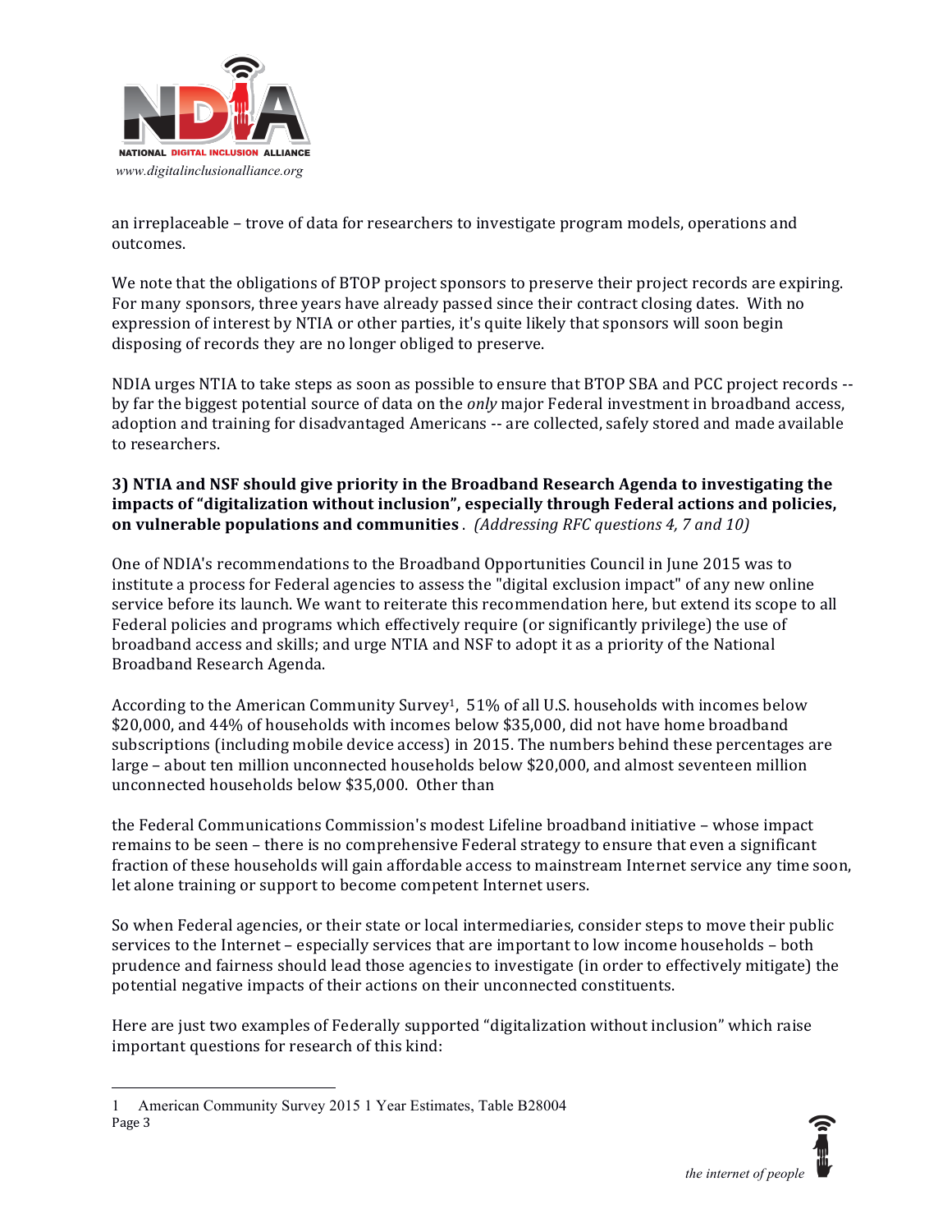an irreplaceable – trove of data for researchers to investigate program models, operations and outcomes.

We note that the obligations of BTOP project sponsors to preserve their project records are expiring. For many sponsors, three years have already passed since their contract closing dates. With no expression of interest by NTIA or other parties, it's quite likely that sponsors will soon begin disposing of records they are no longer obliged to preserve.

NDIA urges NTIA to take steps as soon as possible to ensure that BTOP SBA and PCC project records -- by far the biggest potential source of data on the *only* major Federal investment in broadband access, adoption and training for disadvantaged Americans -- are collected, safely stored and made available to researchers.

**3) NTIA and NSF should give priority in the Broadband Research Agenda to investigating the impacts of "digitalization without inclusion", especially through Federal actions and policies, on vulnerable populations and communities** . *(Addressing RFC questions 4, 7 and 10)*

One of NDIA's recommendations to the Broadband Opportunities Council in June 2015 was to institute a process for Federal agencies to assess the "digital exclusion impact" of any new online service before its launch. We want to reiterate this recommendation here, but extend its scope to all Federal policies and programs which effectively require (or significantly privilege) the use of broadband access and skills; and urge NTIA and NSF to adopt it as a priority of the National Broadband Research Agenda.

According to the American Community Survey[1], 51% of all U.S. households with incomes below $20,000, and 44% of households with incomes below $35,000, did not have home broadband subscriptions (including mobile device access) in 2015. The numbers behind these percentages are large – about ten million unconnected households below $20,000, and almost seventeen million unconnected households below $35,000. Other than the Federal Communications Commission's modest Lifeline broadband initiative – whose impact remains to be seen – there is no comprehensive Federal strategy to ensure that even a significant fraction of these households will gain affordable access to mainstream Internet service any time soon, let alone training or support to become competent Internet users.

So when Federal agencies, or their state or local intermediaries, consider steps to move their public services to the Internet – especially services that are important to low income households – both prudence and fairness should lead those agencies to investigate (in order to effectively mitigate) the potential negative impacts of their actions on their unconnected constituents.

Here are just two examples of Federally supported "digitalization without inclusion" which raise important questions for research of this kind:

---

1 American Community Survey 2015 1 Year Estimates, Table B28004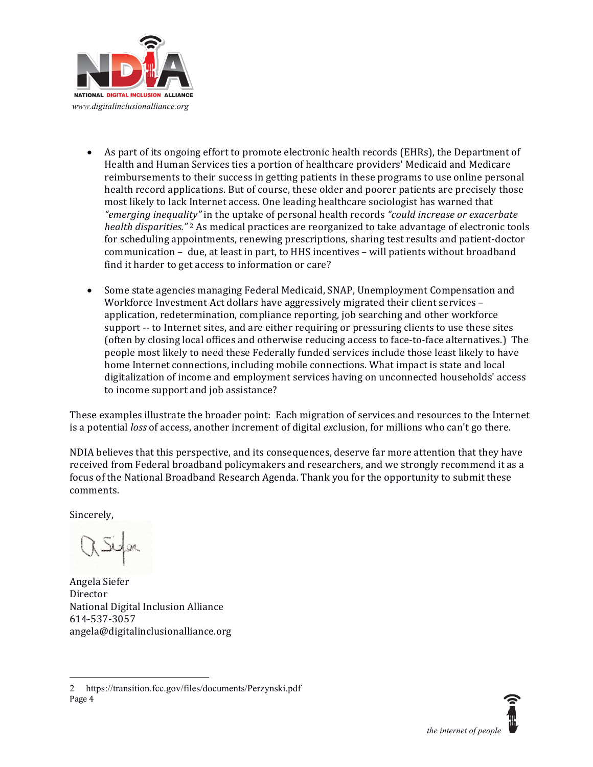- As part of its ongoing effort to promote electronic health records (EHRs), the Department of Health and Human Services ties a portion of healthcare providers' Medicaid and Medicare reimbursements to their success in getting patients in these programs to use online personal health record applications. But of course, these older and poorer patients are precisely those most likely to lack Internet access. One leading healthcare sociologist has warned that *"emerging inequality"* in the uptake of personal health records *"could increase or exacerbate health disparities."* [2] As medical practices are reorganized to take advantage of electronic tools for scheduling appointments, renewing prescriptions, sharing test results and patient-doctor communication – due, at least in part, to HHS incentives – will patients without broadband find it harder to get access to information or care?

- Some state agencies managing Federal Medicaid, SNAP, Unemployment Compensation and Workforce Investment Act dollars have aggressively migrated their client services – application, redetermination, compliance reporting, job searching and other workforce support -- to Internet sites, and are either requiring or pressuring clients to use these sites (often by closing local offices and otherwise reducing access to face-to-face alternatives.) The people most likely to need these Federally funded services include those least likely to have home Internet connections, including mobile connections. What impact is state and local digitalization of income and employment services having on unconnected households' access to income support and job assistance?

These examples illustrate the broader point: Each migration of services and resources to the Internet is a potential *loss* of access, another increment of digital *ex*clusion, for millions who can't go there.

NDIA believes that this perspective, and its consequences, deserve far more attention that they have received from Federal broadband policymakers and researchers, and we strongly recommend it as a focus of the National Broadband Research Agenda. Thank you for the opportunity to submit these comments.

Sincerely,

Angela Siefer
Director
National Digital Inclusion Alliance
614-537-3057
angela@digitalinclusionalliance.org

---

2 https://transition.fcc.gov/files/documents/Perzynski.pdf